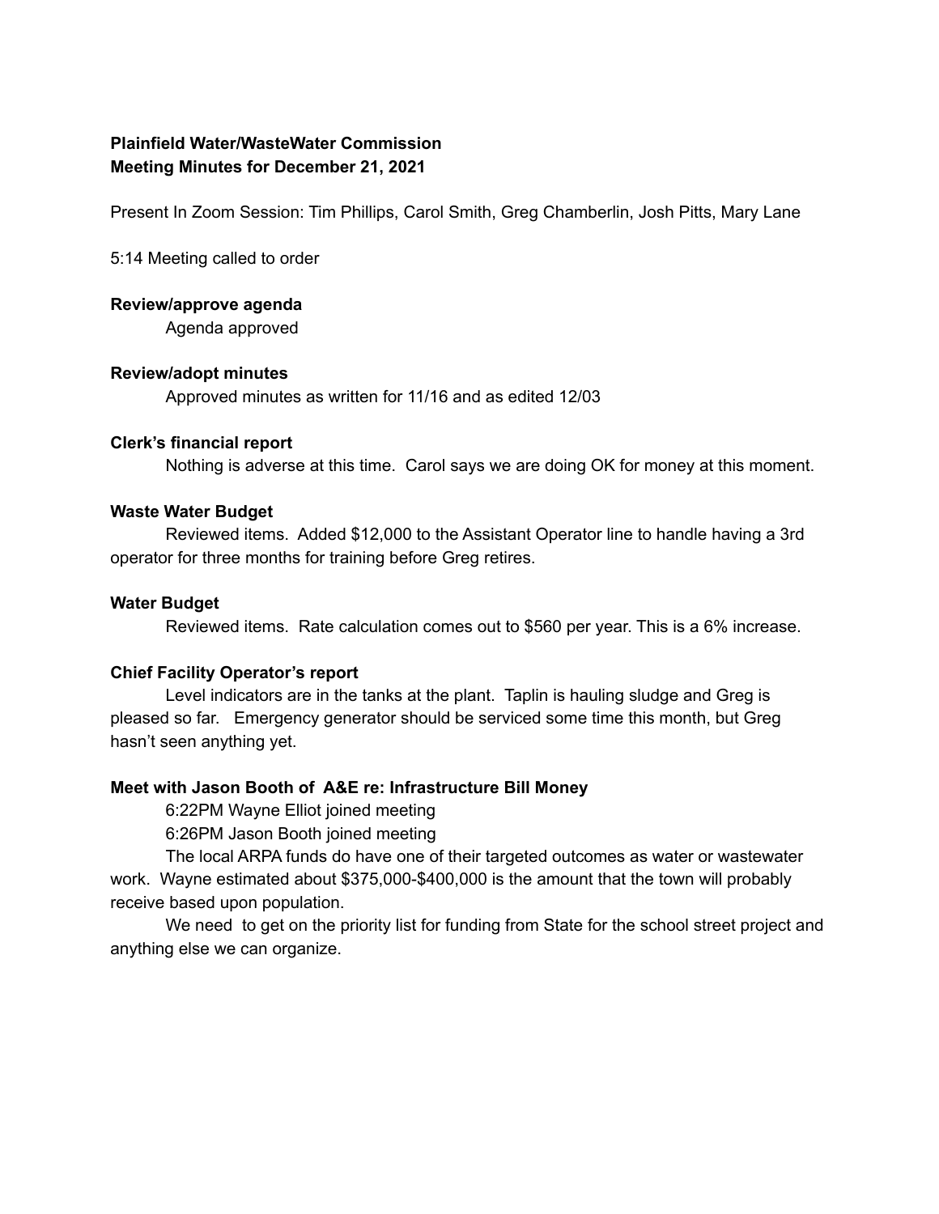**Plainfield Water/WasteWater Commission**
**Meeting Minutes for December 21, 2021**

Present In Zoom Session: Tim Phillips, Carol Smith, Greg Chamberlin, Josh Pitts, Mary Lane

5:14 Meeting called to order

**Review/approve agenda**

Agenda approved

**Review/adopt minutes**

Approved minutes as written for 11/16 and as edited 12/03

**Clerk's financial report**

Nothing is adverse at this time. Carol says we are doing OK for money at this moment.

**Waste Water Budget**

Reviewed items. Added $12,000 to the Assistant Operator line to handle having a 3rd operator for three months for training before Greg retires.

**Water Budget**

Reviewed items. Rate calculation comes out to $560 per year. This is a 6% increase.

**Chief Facility Operator's report**

Level indicators are in the tanks at the plant. Taplin is hauling sludge and Greg is pleased so far. Emergency generator should be serviced some time this month, but Greg hasn't seen anything yet.

**Meet with Jason Booth of A&E re: Infrastructure Bill Money**

6:22PM Wayne Elliot joined meeting

6:26PM Jason Booth joined meeting

The local ARPA funds do have one of their targeted outcomes as water or wastewater work. Wayne estimated about $375,000-$400,000 is the amount that the town will probably receive based upon population.

We need to get on the priority list for funding from State for the school street project and anything else we can organize.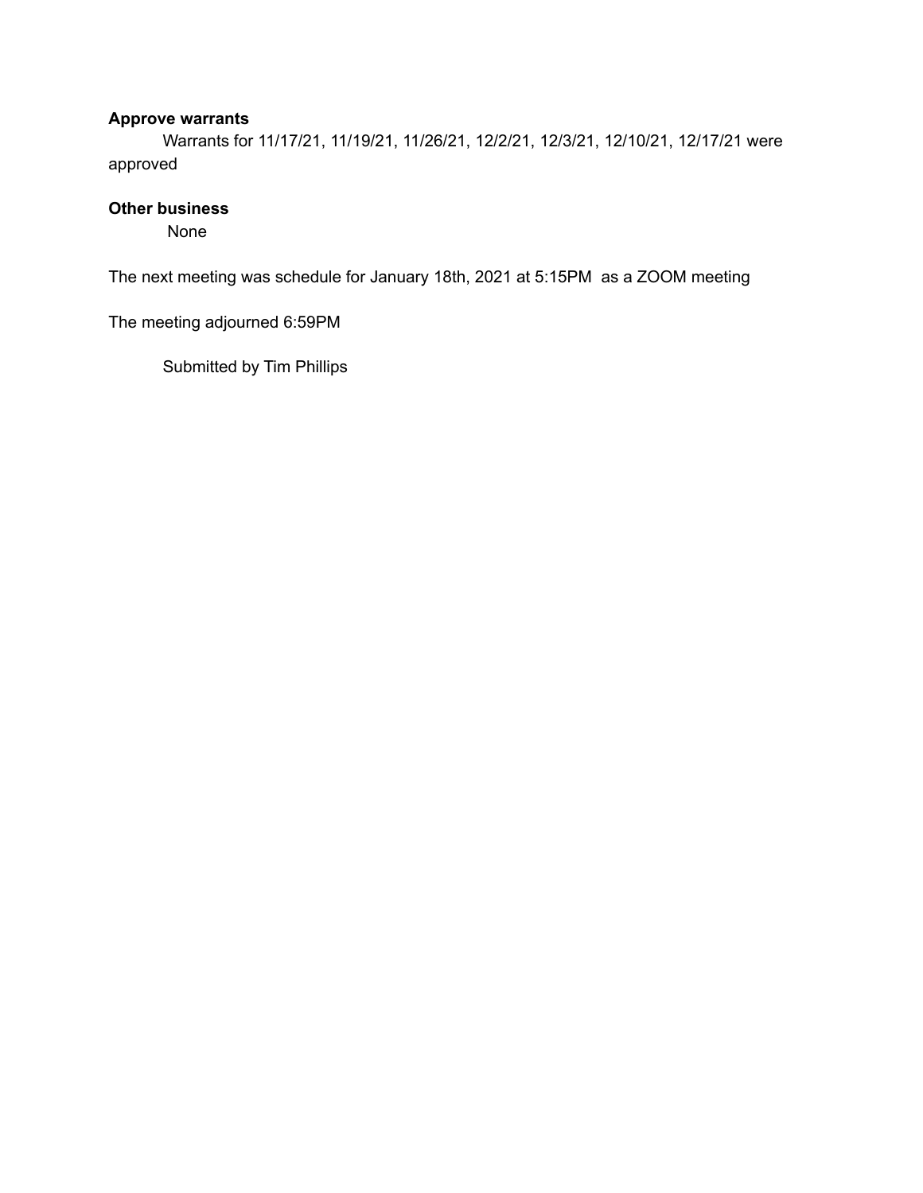**Approve warrants**

Warrants for 11/17/21, 11/19/21, 11/26/21, 12/2/21, 12/3/21, 12/10/21, 12/17/21 were approved

**Other business**

None

The next meeting was schedule for January 18th, 2021 at 5:15PM as a ZOOM meeting

The meeting adjourned 6:59PM

Submitted by Tim Phillips